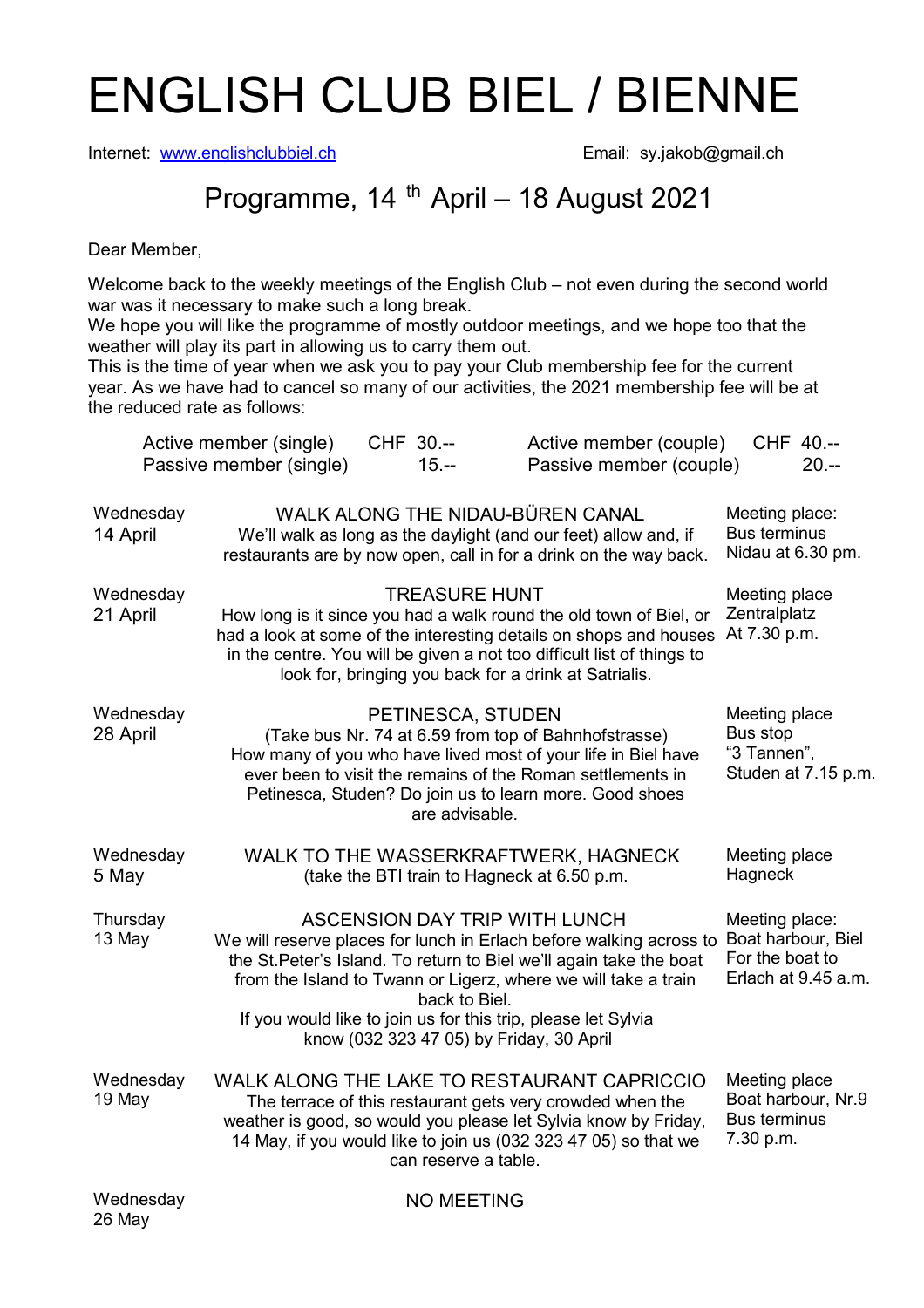# ENGLISH CLUB BIEL / BIENNE

Internet: www.englishclubbiel.ch Email: sy.jakob@gmail.ch

## Programme, 14 th April – 18 August 2021

Dear Member,

Welcome back to the weekly meetings of the English Club – not even during the second world war was it necessary to make such a long break.
We hope you will like the programme of mostly outdoor meetings, and we hope too that the weather will play its part in allowing us to carry them out.
This is the time of year when we ask you to pay your Club membership fee for the current year. As we have had to cancel so many of our activities, the 2021 membership fee will be at the reduced rate as follows:

| | | | |
|---|---|---|---|
| Active member (single) | CHF 30.-- | Active member (couple) | CHF 40.-- |
| Passive member (single) | 15.-- | Passive member (couple) | 20.-- |

| Date | Event | Meeting place |
|---|---|---|
| Wednesday 14 April | **WALK ALONG THE NIDAU-BÜREN CANAL**<br>We'll walk as long as the daylight (and our feet) allow and, if restaurants are by now open, call in for a drink on the way back. | Meeting place: Bus terminus Nidau at 6.30 pm. |
| Wednesday 21 April | **TREASURE HUNT**<br>How long is it since you had a walk round the old town of Biel, or had a look at some of the interesting details on shops and houses in the centre. You will be given a not too difficult list of things to look for, bringing you back for a drink at Satrialis. | Meeting place Zentralplatz At 7.30 p.m. |
| Wednesday 28 April | **PETINESCA, STUDEN**<br>(Take bus Nr. 74 at 6.59 from top of Bahnhofstrasse)<br>How many of you who have lived most of your life in Biel have ever been to visit the remains of the Roman settlements in Petinesca, Studen? Do join us to learn more. Good shoes are advisable. | Meeting place Bus stop "3 Tannen", Studen at 7.15 p.m. |
| Wednesday 5 May | **WALK TO THE WASSERKRAFTWERK, HAGNECK**<br>(take the BTI train to Hagneck at 6.50 p.m. | Meeting place Hagneck |
| Thursday 13 May | **ASCENSION DAY TRIP WITH LUNCH**<br>We will reserve places for lunch in Erlach before walking across to the St.Peter's Island. To return to Biel we'll again take the boat from the Island to Twann or Ligerz, where we will take a train back to Biel.<br>If you would like to join us for this trip, please let Sylvia know (032 323 47 05) by Friday, 30 April | Meeting place: Boat harbour, Biel For the boat to Erlach at 9.45 a.m. |
| Wednesday 19 May | **WALK ALONG THE LAKE TO RESTAURANT CAPRICCIO**<br>The terrace of this restaurant gets very crowded when the weather is good, so would you please let Sylvia know by Friday, 14 May, if you would like to join us (032 323 47 05) so that we can reserve a table. | Meeting place Boat harbour, Nr.9 Bus terminus 7.30 p.m. |
| Wednesday 26 May | **NO MEETING** | |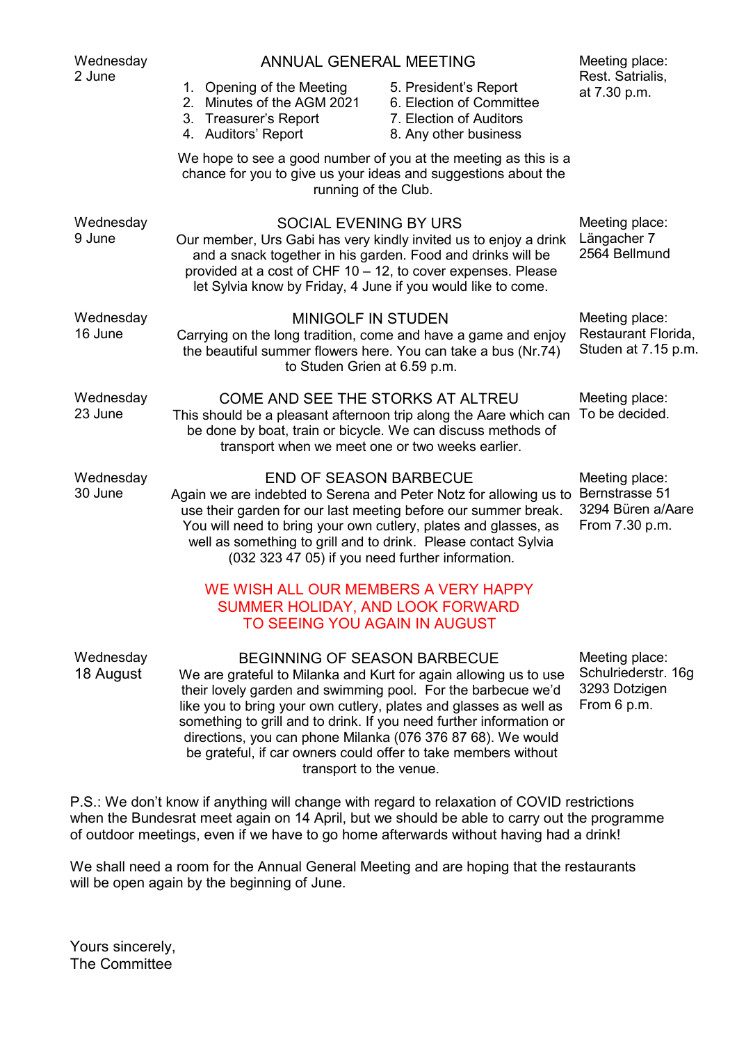**Wednesday 2 June**

## ANNUAL GENERAL MEETING

Meeting place: Rest. Satrialis, at 7.30 p.m.

1. Opening of the Meeting
2. Minutes of the AGM 2021
3. Treasurer's Report
4. Auditors' Report
5. President's Report
6. Election of Committee
7. Election of Auditors
8. Any other business

We hope to see a good number of you at the meeting as this is a chance for you to give us your ideas and suggestions about the running of the Club.

**Wednesday 9 June**

## SOCIAL EVENING BY URS

Meeting place: Längacher 7, 2564 Bellmund

Our member, Urs Gabi has very kindly invited us to enjoy a drink and a snack together in his garden. Food and drinks will be provided at a cost of CHF 10 – 12, to cover expenses. Please let Sylvia know by Friday, 4 June if you would like to come.

**Wednesday 16 June**

## MINIGOLF IN STUDEN

Meeting place: Restaurant Florida, Studen at 7.15 p.m.

Carrying on the long tradition, come and have a game and enjoy the beautiful summer flowers here. You can take a bus (Nr.74) to Studen Grien at 6.59 p.m.

**Wednesday 23 June**

## COME AND SEE THE STORKS AT ALTREU

Meeting place: To be decided.

This should be a pleasant afternoon trip along the Aare which can be done by boat, train or bicycle. We can discuss methods of transport when we meet one or two weeks earlier.

**Wednesday 30 June**

## END OF SEASON BARBECUE

Meeting place: Bernstrasse 51, 3294 Büren a/Aare, From 7.30 p.m.

Again we are indebted to Serena and Peter Notz for allowing us to use their garden for our last meeting before our summer break. You will need to bring your own cutlery, plates and glasses, as well as something to grill and to drink. Please contact Sylvia (032 323 47 05) if you need further information.

WE WISH ALL OUR MEMBERS A VERY HAPPY SUMMER HOLIDAY, AND LOOK FORWARD TO SEEING YOU AGAIN IN AUGUST

**Wednesday 18 August**

## BEGINNING OF SEASON BARBECUE

Meeting place: Schulriederstr. 16g, 3293 Dotzigen, From 6 p.m.

We are grateful to Milanka and Kurt for again allowing us to use their lovely garden and swimming pool. For the barbecue we'd like you to bring your own cutlery, plates and glasses as well as something to grill and to drink. If you need further information or directions, you can phone Milanka (076 376 87 68). We would be grateful, if car owners could offer to take members without transport to the venue.

P.S.: We don't know if anything will change with regard to relaxation of COVID restrictions when the Bundesrat meet again on 14 April, but we should be able to carry out the programme of outdoor meetings, even if we have to go home afterwards without having had a drink!

We shall need a room for the Annual General Meeting and are hoping that the restaurants will be open again by the beginning of June.

Yours sincerely,
The Committee